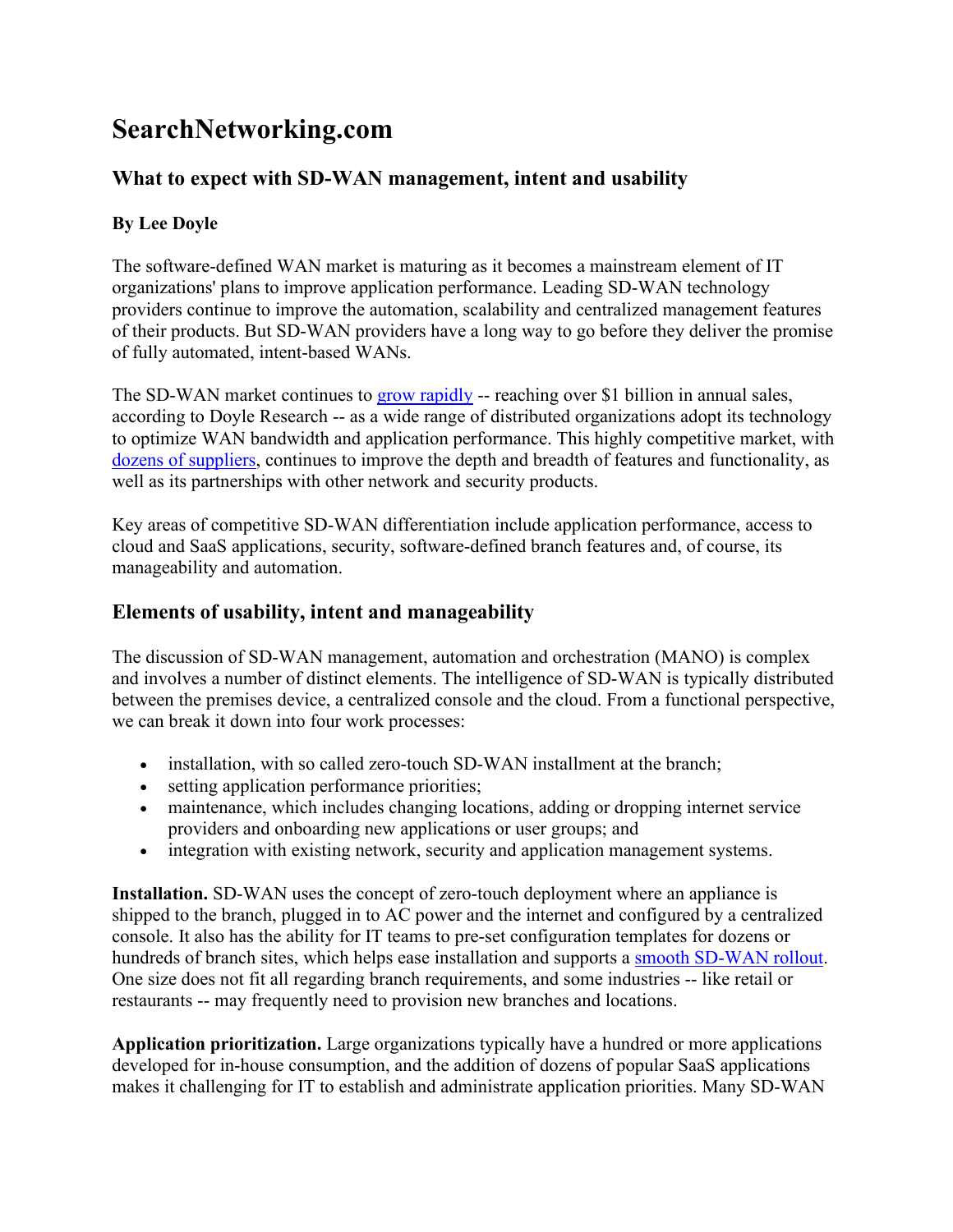# SearchNetworking.com

## What to expect with SD-WAN management, intent and usability

**By Lee Doyle**

The software-defined WAN market is maturing as it becomes a mainstream element of IT organizations' plans to improve application performance. Leading SD-WAN technology providers continue to improve the automation, scalability and centralized management features of their products. But SD-WAN providers have a long way to go before they deliver the promise of fully automated, intent-based WANs.

The SD-WAN market continues to grow rapidly -- reaching over $1 billion in annual sales, according to Doyle Research -- as a wide range of distributed organizations adopt its technology to optimize WAN bandwidth and application performance. This highly competitive market, with dozens of suppliers, continues to improve the depth and breadth of features and functionality, as well as its partnerships with other network and security products.

Key areas of competitive SD-WAN differentiation include application performance, access to cloud and SaaS applications, security, software-defined branch features and, of course, its manageability and automation.

## Elements of usability, intent and manageability

The discussion of SD-WAN management, automation and orchestration (MANO) is complex and involves a number of distinct elements. The intelligence of SD-WAN is typically distributed between the premises device, a centralized console and the cloud. From a functional perspective, we can break it down into four work processes:

- installation, with so called zero-touch SD-WAN installment at the branch;
- setting application performance priorities;
- maintenance, which includes changing locations, adding or dropping internet service providers and onboarding new applications or user groups; and
- integration with existing network, security and application management systems.

**Installation.** SD-WAN uses the concept of zero-touch deployment where an appliance is shipped to the branch, plugged in to AC power and the internet and configured by a centralized console. It also has the ability for IT teams to pre-set configuration templates for dozens or hundreds of branch sites, which helps ease installation and supports a smooth SD-WAN rollout. One size does not fit all regarding branch requirements, and some industries -- like retail or restaurants -- may frequently need to provision new branches and locations.

**Application prioritization.** Large organizations typically have a hundred or more applications developed for in-house consumption, and the addition of dozens of popular SaaS applications makes it challenging for IT to establish and administrate application priorities. Many SD-WAN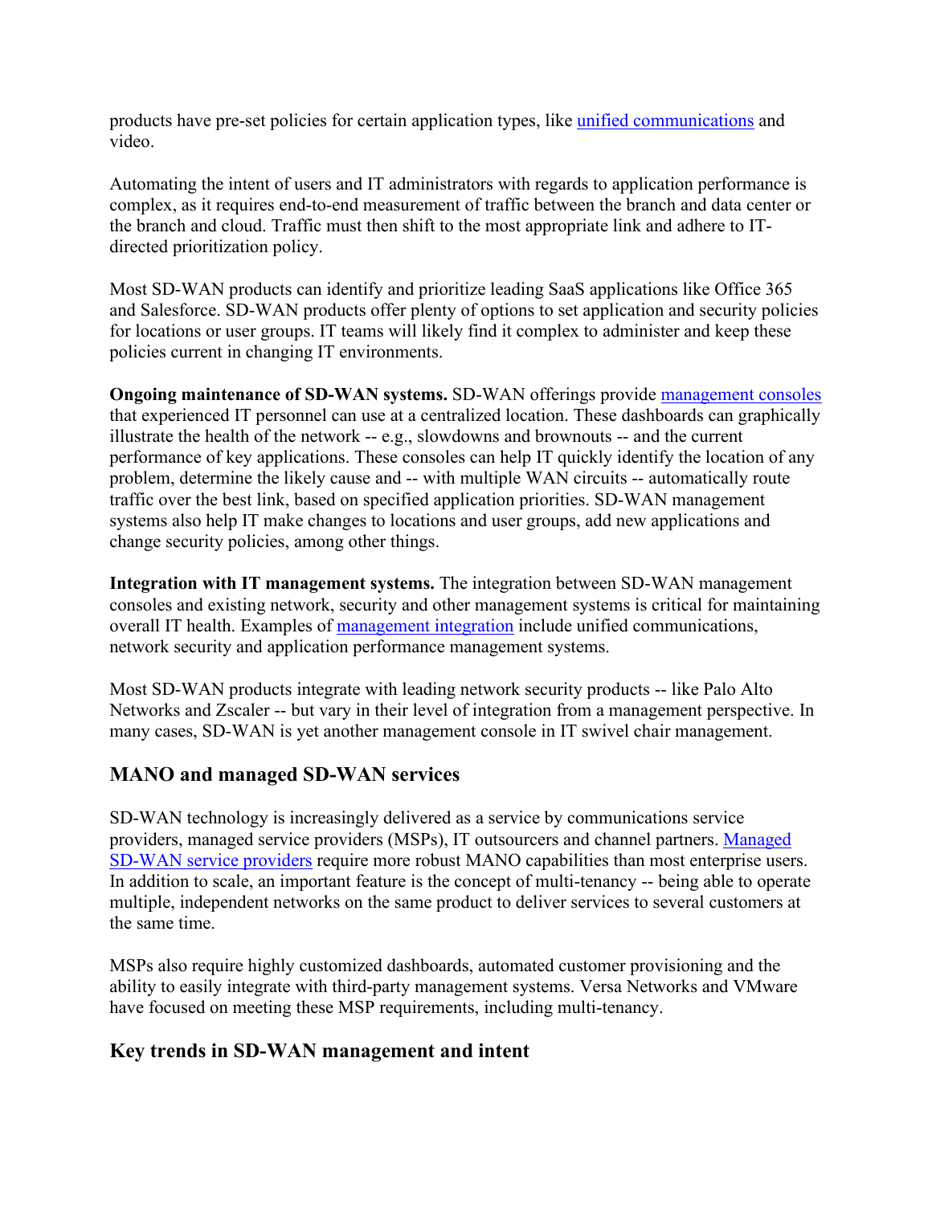products have pre-set policies for certain application types, like [unified communications] and video.

Automating the intent of users and IT administrators with regards to application performance is complex, as it requires end-to-end measurement of traffic between the branch and data center or the branch and cloud. Traffic must then shift to the most appropriate link and adhere to IT-directed prioritization policy.

Most SD-WAN products can identify and prioritize leading SaaS applications like Office 365 and Salesforce. SD-WAN products offer plenty of options to set application and security policies for locations or user groups. IT teams will likely find it complex to administer and keep these policies current in changing IT environments.

**Ongoing maintenance of SD-WAN systems.** SD-WAN offerings provide [management consoles] that experienced IT personnel can use at a centralized location. These dashboards can graphically illustrate the health of the network -- e.g., slowdowns and brownouts -- and the current performance of key applications. These consoles can help IT quickly identify the location of any problem, determine the likely cause and -- with multiple WAN circuits -- automatically route traffic over the best link, based on specified application priorities. SD-WAN management systems also help IT make changes to locations and user groups, add new applications and change security policies, among other things.

**Integration with IT management systems.** The integration between SD-WAN management consoles and existing network, security and other management systems is critical for maintaining overall IT health. Examples of [management integration] include unified communications, network security and application performance management systems.

Most SD-WAN products integrate with leading network security products -- like Palo Alto Networks and Zscaler -- but vary in their level of integration from a management perspective. In many cases, SD-WAN is yet another management console in IT swivel chair management.

## MANO and managed SD-WAN services

SD-WAN technology is increasingly delivered as a service by communications service providers, managed service providers (MSPs), IT outsourcers and channel partners. [Managed SD-WAN service providers] require more robust MANO capabilities than most enterprise users. In addition to scale, an important feature is the concept of multi-tenancy -- being able to operate multiple, independent networks on the same product to deliver services to several customers at the same time.

MSPs also require highly customized dashboards, automated customer provisioning and the ability to easily integrate with third-party management systems. Versa Networks and VMware have focused on meeting these MSP requirements, including multi-tenancy.

## Key trends in SD-WAN management and intent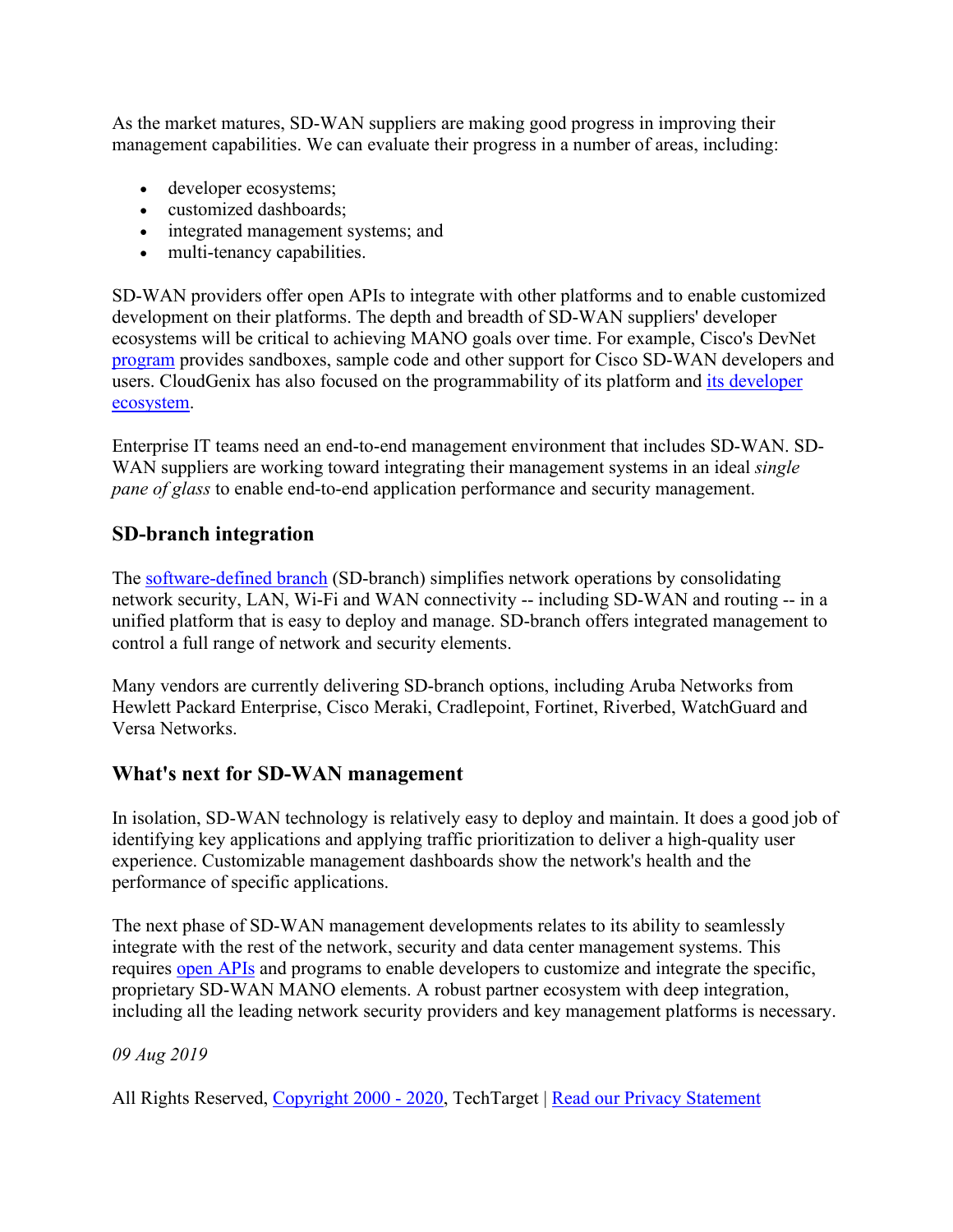As the market matures, SD-WAN suppliers are making good progress in improving their management capabilities. We can evaluate their progress in a number of areas, including:

- developer ecosystems;
- customized dashboards;
- integrated management systems; and
- multi-tenancy capabilities.

SD-WAN providers offer open APIs to integrate with other platforms and to enable customized development on their platforms. The depth and breadth of SD-WAN suppliers' developer ecosystems will be critical to achieving MANO goals over time. For example, Cisco's DevNet program provides sandboxes, sample code and other support for Cisco SD-WAN developers and users. CloudGenix has also focused on the programmability of its platform and its developer ecosystem.

Enterprise IT teams need an end-to-end management environment that includes SD-WAN. SD-WAN suppliers are working toward integrating their management systems in an ideal *single pane of glass* to enable end-to-end application performance and security management.

## SD-branch integration

The software-defined branch (SD-branch) simplifies network operations by consolidating network security, LAN, Wi-Fi and WAN connectivity -- including SD-WAN and routing -- in a unified platform that is easy to deploy and manage. SD-branch offers integrated management to control a full range of network and security elements.

Many vendors are currently delivering SD-branch options, including Aruba Networks from Hewlett Packard Enterprise, Cisco Meraki, Cradlepoint, Fortinet, Riverbed, WatchGuard and Versa Networks.

## What's next for SD-WAN management

In isolation, SD-WAN technology is relatively easy to deploy and maintain. It does a good job of identifying key applications and applying traffic prioritization to deliver a high-quality user experience. Customizable management dashboards show the network's health and the performance of specific applications.

The next phase of SD-WAN management developments relates to its ability to seamlessly integrate with the rest of the network, security and data center management systems. This requires open APIs and programs to enable developers to customize and integrate the specific, proprietary SD-WAN MANO elements. A robust partner ecosystem with deep integration, including all the leading network security providers and key management platforms is necessary.

*09 Aug 2019*

All Rights Reserved, Copyright 2000 - 2020, TechTarget | Read our Privacy Statement